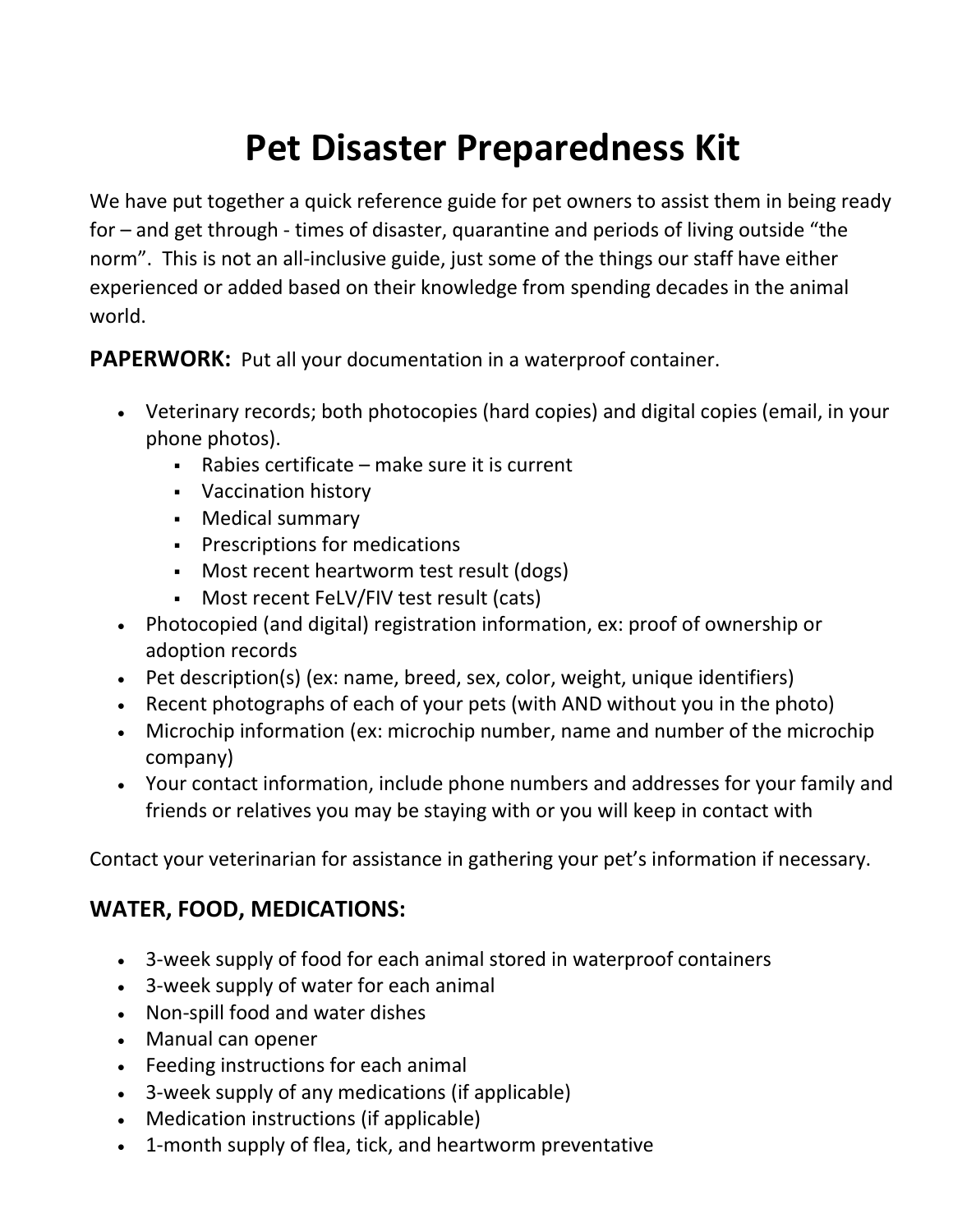# Pet Disaster Preparedness Kit

We have put together a quick reference guide for pet owners to assist them in being ready for – and get through - times of disaster, quarantine and periods of living outside "the norm". This is not an all-inclusive guide, just some of the things our staff have either experienced or added based on their knowledge from spending decades in the animal world.

**PAPERWORK:** Put all your documentation in a waterproof container.

- Veterinary records; both photocopies (hard copies) and digital copies (email, in your phone photos).
  - Rabies certificate – make sure it is current
  - Vaccination history
  - Medical summary
  - Prescriptions for medications
  - Most recent heartworm test result (dogs)
  - Most recent FeLV/FIV test result (cats)
- Photocopied (and digital) registration information, ex: proof of ownership or adoption records
- Pet description(s) (ex: name, breed, sex, color, weight, unique identifiers)
- Recent photographs of each of your pets (with AND without you in the photo)
- Microchip information (ex: microchip number, name and number of the microchip company)
- Your contact information, include phone numbers and addresses for your family and friends or relatives you may be staying with or you will keep in contact with

Contact your veterinarian for assistance in gathering your pet's information if necessary.

## WATER, FOOD, MEDICATIONS:

- 3-week supply of food for each animal stored in waterproof containers
- 3-week supply of water for each animal
- Non-spill food and water dishes
- Manual can opener
- Feeding instructions for each animal
- 3-week supply of any medications (if applicable)
- Medication instructions (if applicable)
- 1-month supply of flea, tick, and heartworm preventative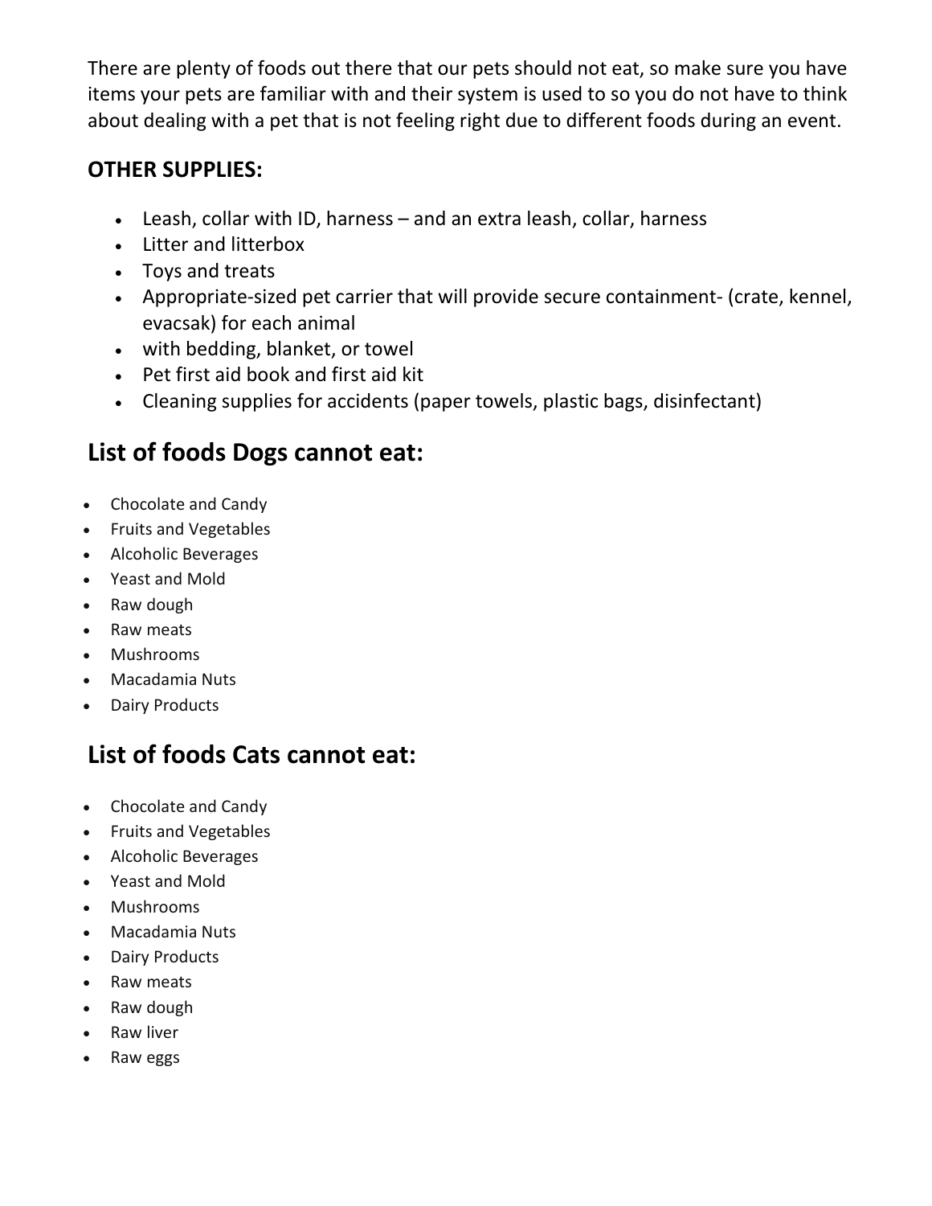There are plenty of foods out there that our pets should not eat, so make sure you have items your pets are familiar with and their system is used to so you do not have to think about dealing with a pet that is not feeling right due to different foods during an event.

**OTHER SUPPLIES:**

- Leash, collar with ID, harness – and an extra leash, collar, harness
- Litter and litterbox
- Toys and treats
- Appropriate-sized pet carrier that will provide secure containment- (crate, kennel, evacsak) for each animal
- with bedding, blanket, or towel
- Pet first aid book and first aid kit
- Cleaning supplies for accidents (paper towels, plastic bags, disinfectant)

## List of foods Dogs cannot eat:

- Chocolate and Candy
- Fruits and Vegetables
- Alcoholic Beverages
- Yeast and Mold
- Raw dough
- Raw meats
- Mushrooms
- Macadamia Nuts
- Dairy Products

## List of foods Cats cannot eat:

- Chocolate and Candy
- Fruits and Vegetables
- Alcoholic Beverages
- Yeast and Mold
- Mushrooms
- Macadamia Nuts
- Dairy Products
- Raw meats
- Raw dough
- Raw liver
- Raw eggs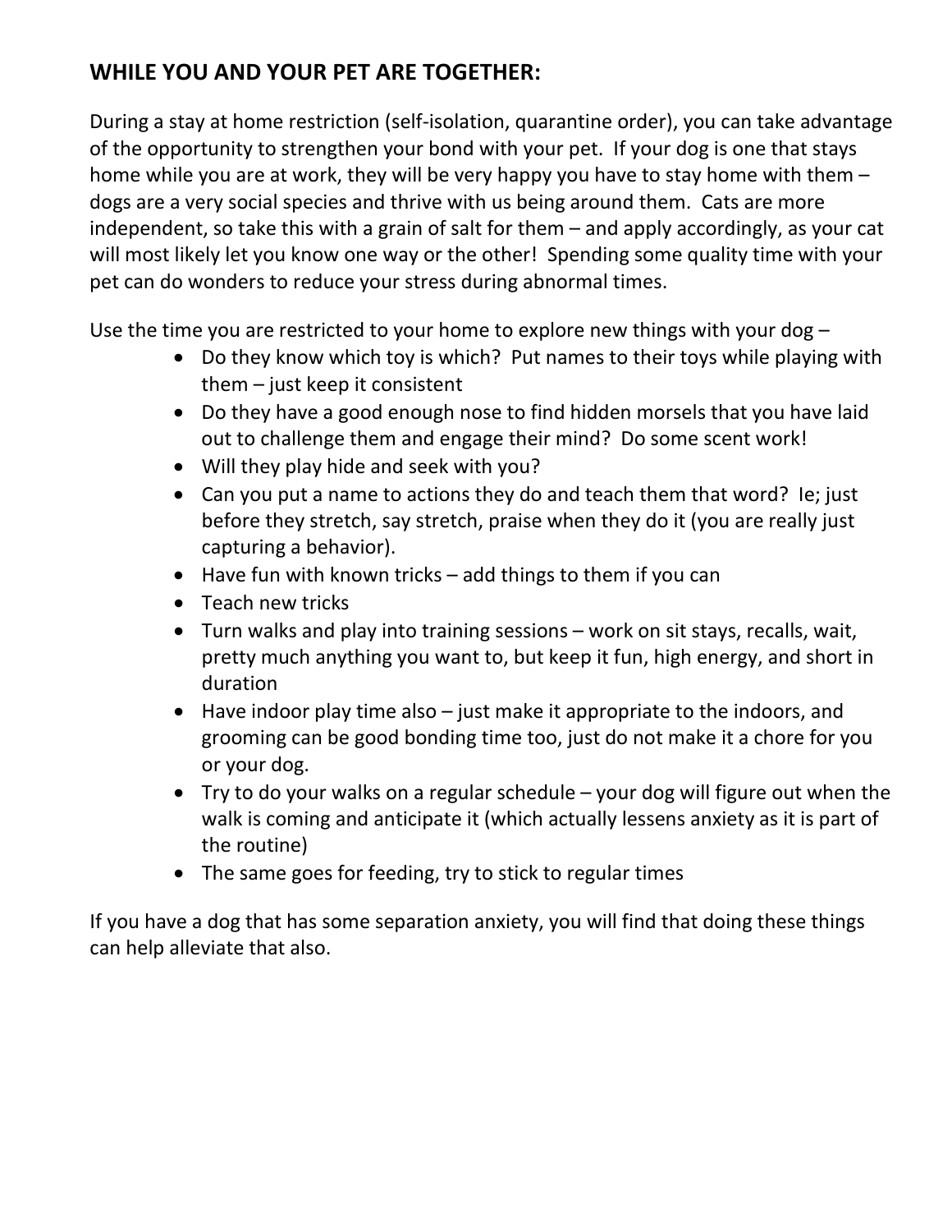## WHILE YOU AND YOUR PET ARE TOGETHER:

During a stay at home restriction (self-isolation, quarantine order), you can take advantage of the opportunity to strengthen your bond with your pet. If your dog is one that stays home while you are at work, they will be very happy you have to stay home with them – dogs are a very social species and thrive with us being around them. Cats are more independent, so take this with a grain of salt for them – and apply accordingly, as your cat will most likely let you know one way or the other! Spending some quality time with your pet can do wonders to reduce your stress during abnormal times.

Use the time you are restricted to your home to explore new things with your dog –

- Do they know which toy is which? Put names to their toys while playing with them – just keep it consistent
- Do they have a good enough nose to find hidden morsels that you have laid out to challenge them and engage their mind? Do some scent work!
- Will they play hide and seek with you?
- Can you put a name to actions they do and teach them that word? Ie; just before they stretch, say stretch, praise when they do it (you are really just capturing a behavior).
- Have fun with known tricks – add things to them if you can
- Teach new tricks
- Turn walks and play into training sessions – work on sit stays, recalls, wait, pretty much anything you want to, but keep it fun, high energy, and short in duration
- Have indoor play time also – just make it appropriate to the indoors, and grooming can be good bonding time too, just do not make it a chore for you or your dog.
- Try to do your walks on a regular schedule – your dog will figure out when the walk is coming and anticipate it (which actually lessens anxiety as it is part of the routine)
- The same goes for feeding, try to stick to regular times

If you have a dog that has some separation anxiety, you will find that doing these things can help alleviate that also.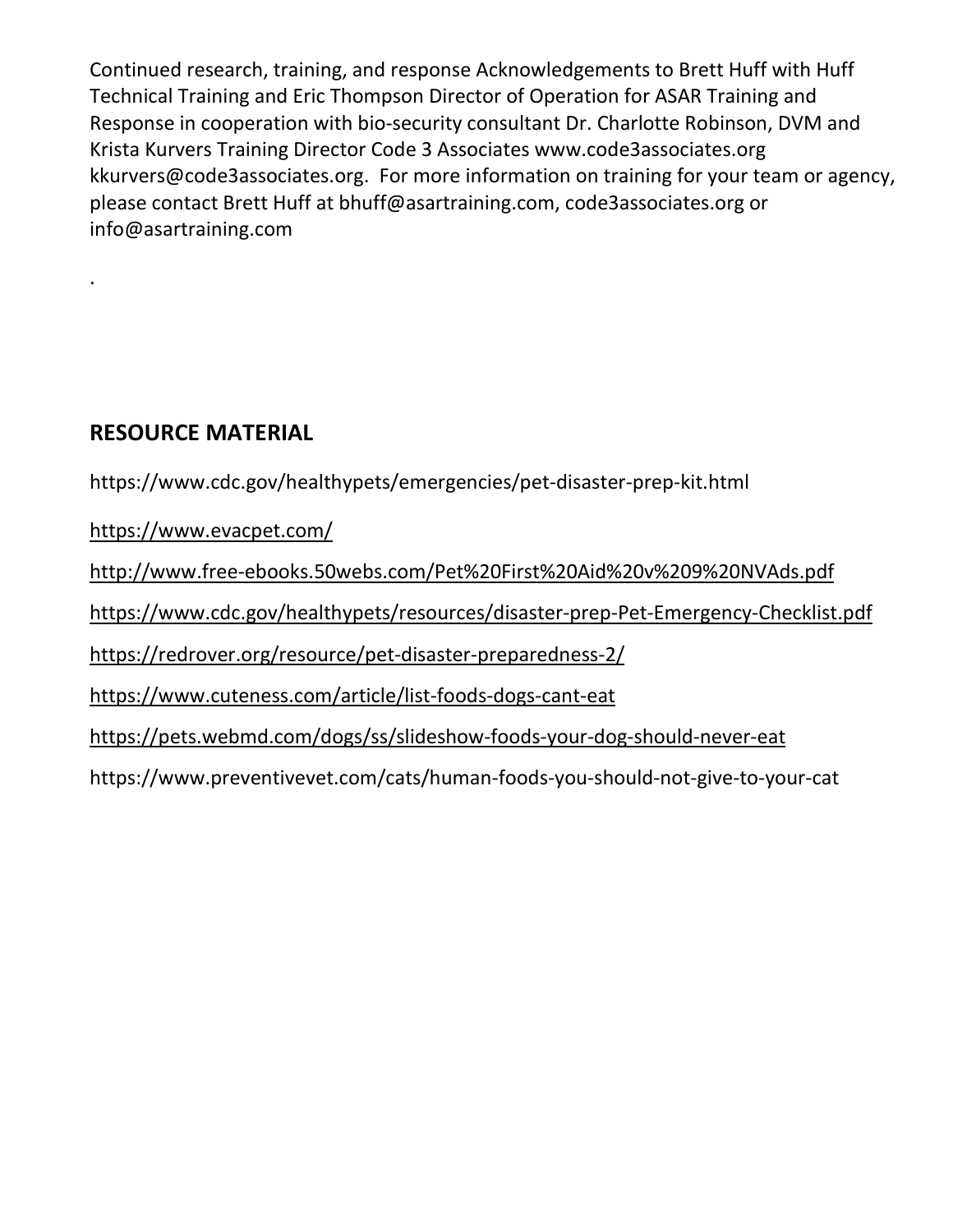Continued research, training, and response Acknowledgements to Brett Huff with Huff Technical Training and Eric Thompson Director of Operation for ASAR Training and Response in cooperation with bio-security consultant Dr. Charlotte Robinson, DVM and Krista Kurvers Training Director Code 3 Associates www.code3associates.org kkurvers@code3associates.org. For more information on training for your team or agency, please contact Brett Huff at bhuff@asartraining.com, code3associates.org or info@asartraining.com

.

## RESOURCE MATERIAL

https://www.cdc.gov/healthypets/emergencies/pet-disaster-prep-kit.html

https://www.evacpet.com/

http://www.free-ebooks.50webs.com/Pet%20First%20Aid%20v%209%20NVAds.pdf

https://www.cdc.gov/healthypets/resources/disaster-prep-Pet-Emergency-Checklist.pdf

https://redrover.org/resource/pet-disaster-preparedness-2/

https://www.cuteness.com/article/list-foods-dogs-cant-eat

https://pets.webmd.com/dogs/ss/slideshow-foods-your-dog-should-never-eat

https://www.preventivevet.com/cats/human-foods-you-should-not-give-to-your-cat